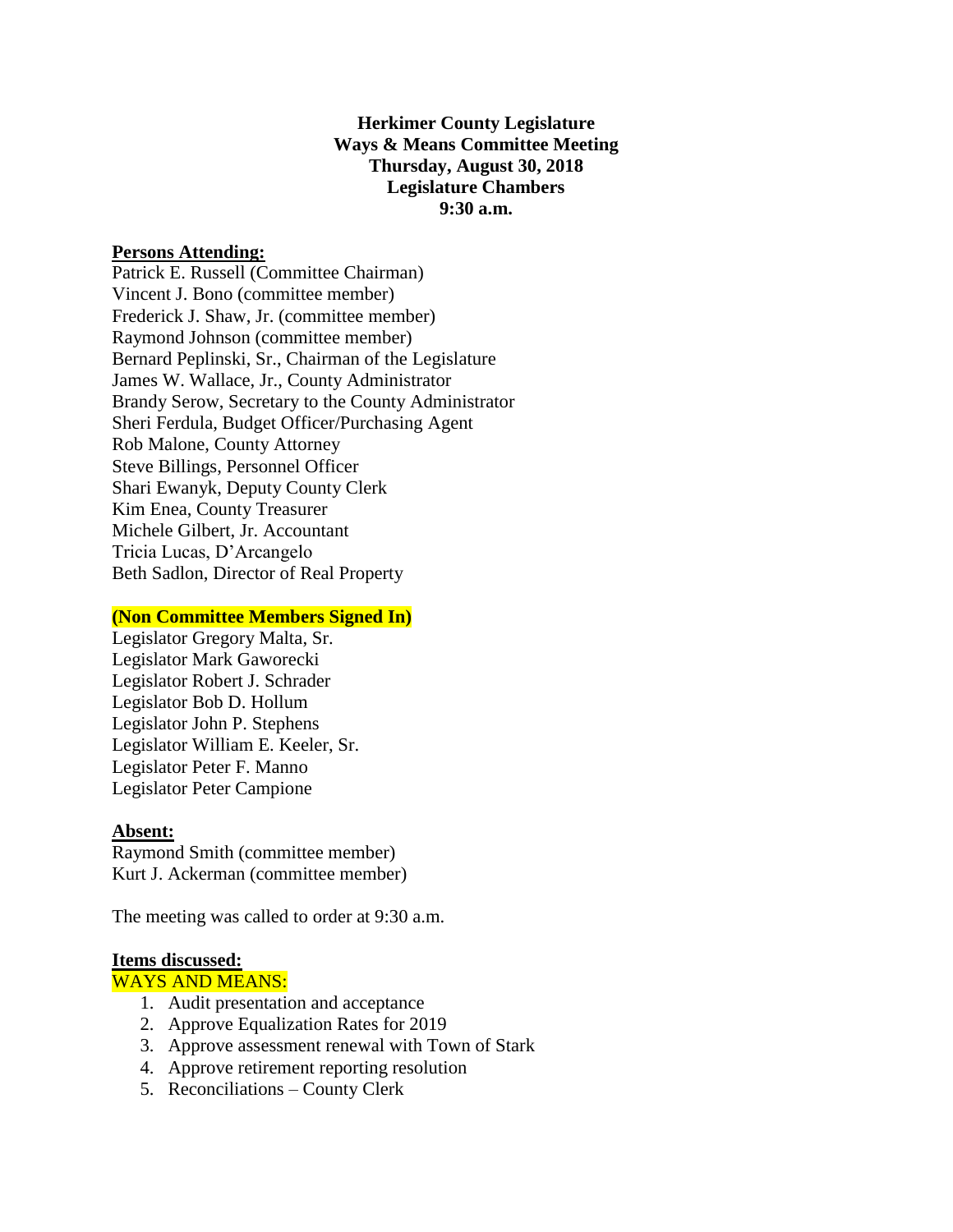**Herkimer County Legislature**
**Ways & Means Committee Meeting**
**Thursday, August 30, 2018**
**Legislature Chambers**
**9:30 a.m.**

**Persons Attending:**

Patrick E. Russell (Committee Chairman)
Vincent J. Bono (committee member)
Frederick J. Shaw, Jr. (committee member)
Raymond Johnson (committee member)
Bernard Peplinski, Sr., Chairman of the Legislature
James W. Wallace, Jr., County Administrator
Brandy Serow, Secretary to the County Administrator
Sheri Ferdula, Budget Officer/Purchasing Agent
Rob Malone, County Attorney
Steve Billings, Personnel Officer
Shari Ewanyk, Deputy County Clerk
Kim Enea, County Treasurer
Michele Gilbert, Jr. Accountant
Tricia Lucas, D'Arcangelo
Beth Sadlon, Director of Real Property

**(Non Committee Members Signed In)**

Legislator Gregory Malta, Sr.
Legislator Mark Gaworecki
Legislator Robert J. Schrader
Legislator Bob D. Hollum
Legislator John P. Stephens
Legislator William E. Keeler, Sr.
Legislator Peter F. Manno
Legislator Peter Campione

**Absent:**

Raymond Smith (committee member)
Kurt J. Ackerman (committee member)

The meeting was called to order at 9:30 a.m.

**Items discussed:**

WAYS AND MEANS:

1. Audit presentation and acceptance
2. Approve Equalization Rates for 2019
3. Approve assessment renewal with Town of Stark
4. Approve retirement reporting resolution
5. Reconciliations – County Clerk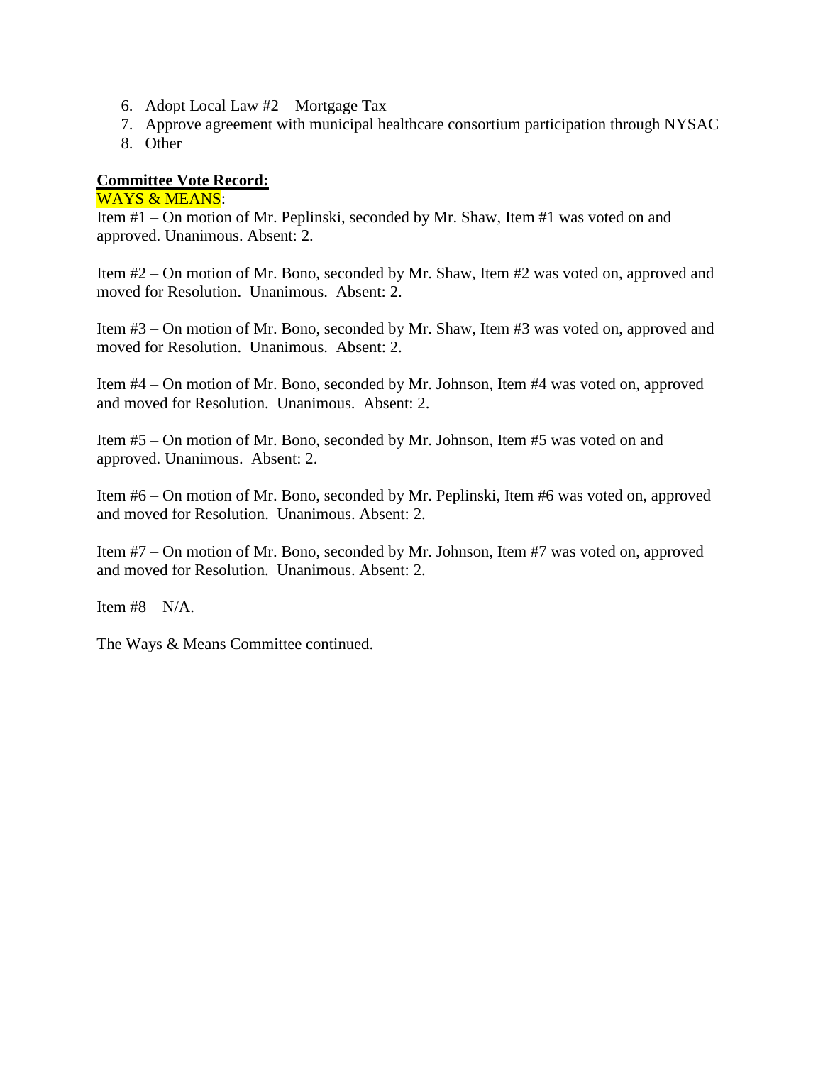6. Adopt Local Law #2 – Mortgage Tax
7. Approve agreement with municipal healthcare consortium participation through NYSAC
8. Other

**Committee Vote Record:**

WAYS & MEANS:

Item #1 – On motion of Mr. Peplinski, seconded by Mr. Shaw, Item #1 was voted on and approved. Unanimous. Absent: 2.

Item #2 – On motion of Mr. Bono, seconded by Mr. Shaw, Item #2 was voted on, approved and moved for Resolution. Unanimous. Absent: 2.

Item #3 – On motion of Mr. Bono, seconded by Mr. Shaw, Item #3 was voted on, approved and moved for Resolution. Unanimous. Absent: 2.

Item #4 – On motion of Mr. Bono, seconded by Mr. Johnson, Item #4 was voted on, approved and moved for Resolution. Unanimous. Absent: 2.

Item #5 – On motion of Mr. Bono, seconded by Mr. Johnson, Item #5 was voted on and approved. Unanimous. Absent: 2.

Item #6 – On motion of Mr. Bono, seconded by Mr. Peplinski, Item #6 was voted on, approved and moved for Resolution. Unanimous. Absent: 2.

Item #7 – On motion of Mr. Bono, seconded by Mr. Johnson, Item #7 was voted on, approved and moved for Resolution. Unanimous. Absent: 2.

Item #8 – N/A.

The Ways & Means Committee continued.